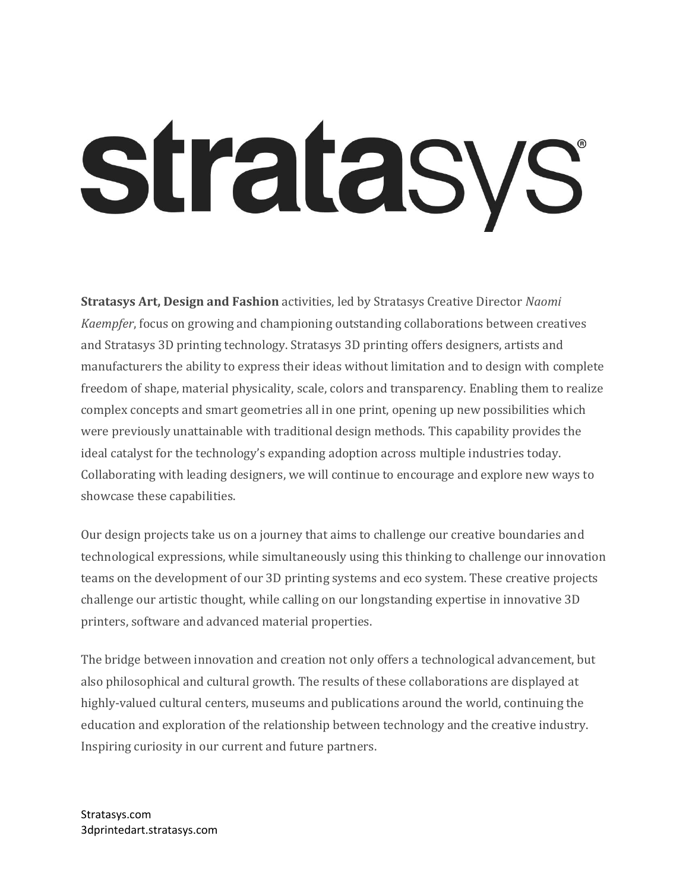# stratasys®

**Stratasys Art, Design and Fashion** activities, led by Stratasys Creative Director *Naomi Kaempfer*, focus on growing and championing outstanding collaborations between creatives and Stratasys 3D printing technology. Stratasys 3D printing offers designers, artists and manufacturers the ability to express their ideas without limitation and to design with complete freedom of shape, material physicality, scale, colors and transparency. Enabling them to realize complex concepts and smart geometries all in one print, opening up new possibilities which were previously unattainable with traditional design methods. This capability provides the ideal catalyst for the technology's expanding adoption across multiple industries today. Collaborating with leading designers, we will continue to encourage and explore new ways to showcase these capabilities.

Our design projects take us on a journey that aims to challenge our creative boundaries and technological expressions, while simultaneously using this thinking to challenge our innovation teams on the development of our 3D printing systems and eco system. These creative projects challenge our artistic thought, while calling on our longstanding expertise in innovative 3D printers, software and advanced material properties.

The bridge between innovation and creation not only offers a technological advancement, but also philosophical and cultural growth. The results of these collaborations are displayed at highly-valued cultural centers, museums and publications around the world, continuing the education and exploration of the relationship between technology and the creative industry. Inspiring curiosity in our current and future partners.

Stratasys.com
3dprintedart.stratasys.com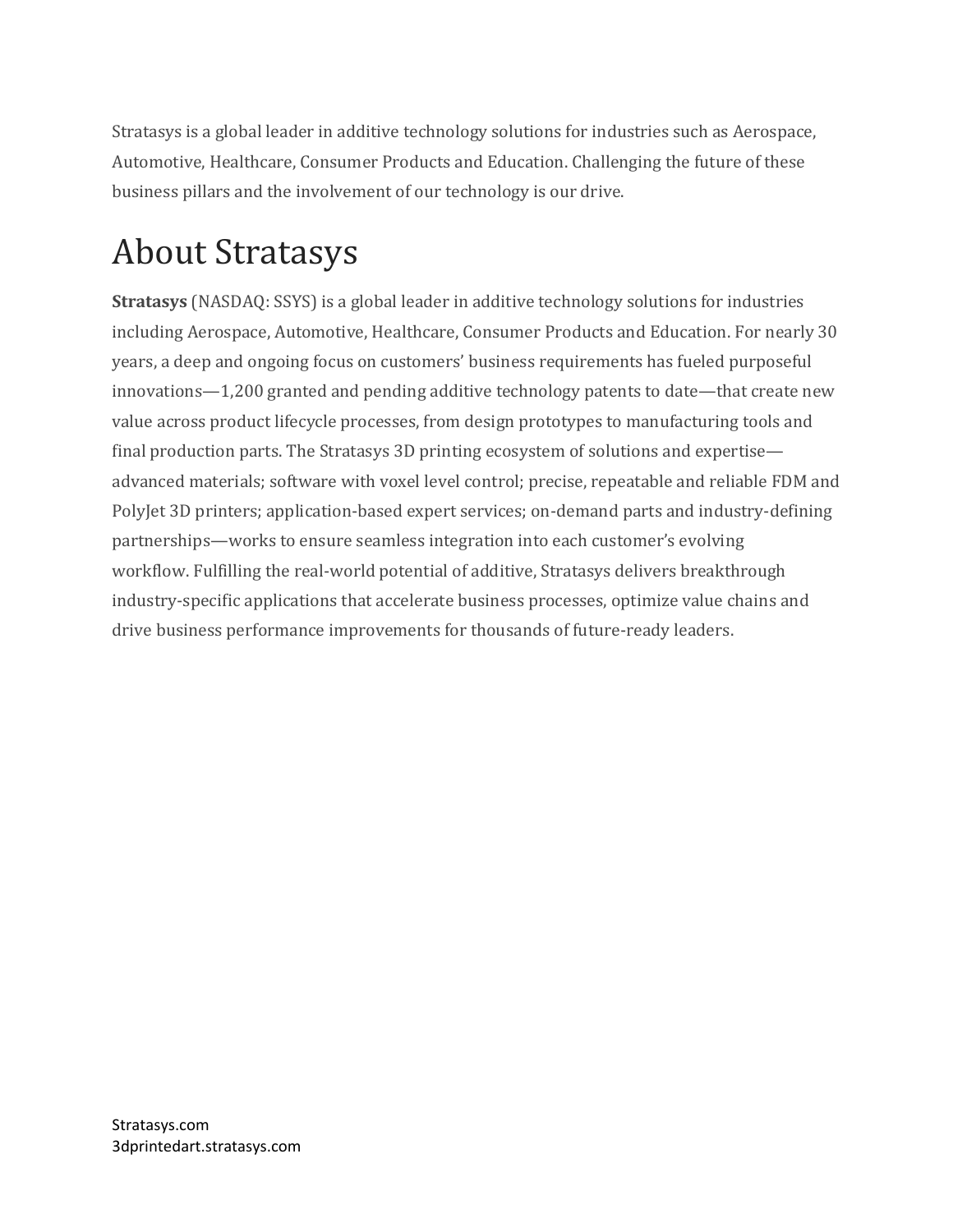Stratasys is a global leader in additive technology solutions for industries such as Aerospace, Automotive, Healthcare, Consumer Products and Education. Challenging the future of these business pillars and the involvement of our technology is our drive.

# About Stratasys

**Stratasys** (NASDAQ: SSYS) is a global leader in additive technology solutions for industries including Aerospace, Automotive, Healthcare, Consumer Products and Education. For nearly 30 years, a deep and ongoing focus on customers' business requirements has fueled purposeful innovations—1,200 granted and pending additive technology patents to date—that create new value across product lifecycle processes, from design prototypes to manufacturing tools and final production parts. The Stratasys 3D printing ecosystem of solutions and expertise—advanced materials; software with voxel level control; precise, repeatable and reliable FDM and PolyJet 3D printers; application-based expert services; on-demand parts and industry-defining partnerships—works to ensure seamless integration into each customer's evolving workflow. Fulfilling the real-world potential of additive, Stratasys delivers breakthrough industry-specific applications that accelerate business processes, optimize value chains and drive business performance improvements for thousands of future-ready leaders.

Stratasys.com
3dprintedart.stratasys.com